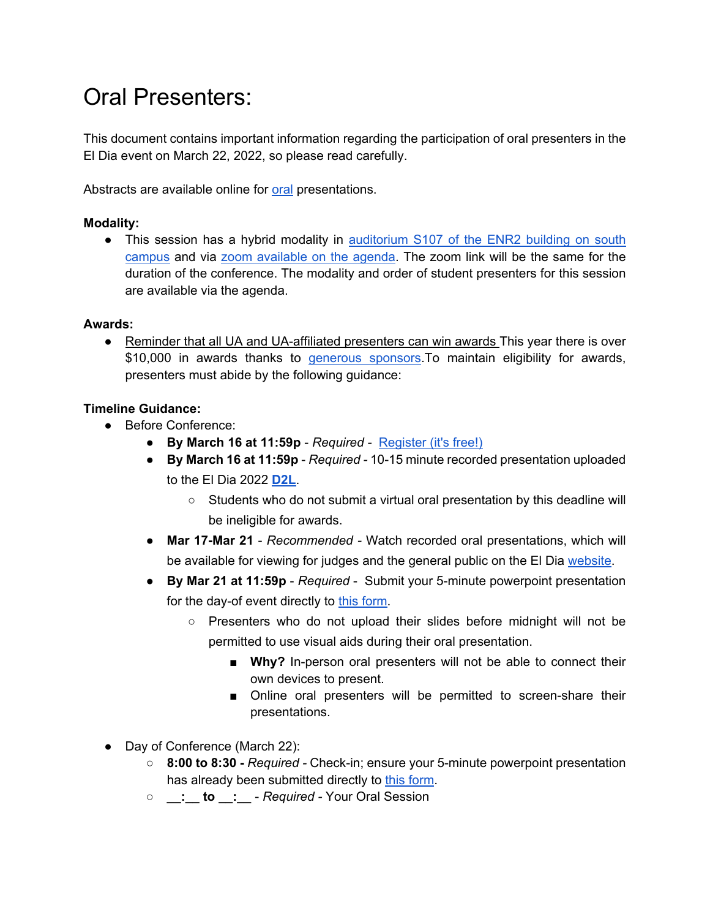# Oral Presenters:

This document contains important information regarding the participation of oral presenters in the El Dia event on March 22, 2022, so please read carefully.

Abstracts are available online for oral presentations.

**Modality:**

- This session has a hybrid modality in auditorium S107 of the ENR2 building on south campus and via zoom available on the agenda. The zoom link will be the same for the duration of the conference. The modality and order of student presenters for this session are available via the agenda.

**Awards:**

- Reminder that all UA and UA-affiliated presenters can win awards This year there is over $10,000 in awards thanks to generous sponsors.To maintain eligibility for awards, presenters must abide by the following guidance:

**Timeline Guidance:**

- Before Conference:
  - **By March 16 at 11:59p** - *Required* - Register (it's free!)
  - **By March 16 at 11:59p** - *Required* - 10-15 minute recorded presentation uploaded to the El Dia 2022 **D2L**.
    - Students who do not submit a virtual oral presentation by this deadline will be ineligible for awards.
  - **Mar 17-Mar 21** - *Recommended* - Watch recorded oral presentations, which will be available for viewing for judges and the general public on the El Dia website.
  - **By Mar 21 at 11:59p** - *Required* - Submit your 5-minute powerpoint presentation for the day-of event directly to this form.
    - Presenters who do not upload their slides before midnight will not be permitted to use visual aids during their oral presentation.
      - **Why?** In-person oral presenters will not be able to connect their own devices to present.
      - Online oral presenters will be permitted to screen-share their presentations.

- Day of Conference (March 22):
  - **8:00 to 8:30 -** *Required* - Check-in; ensure your 5-minute powerpoint presentation has already been submitted directly to this form.
  - **__:__ to __:__** - *Required* - Your Oral Session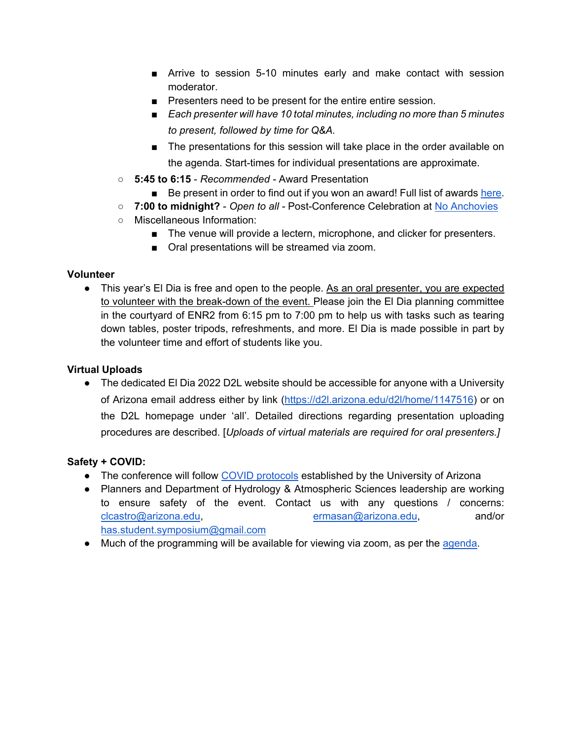- Arrive to session 5-10 minutes early and make contact with session moderator.
    - Presenters need to be present for the entire entire session.
    - *Each presenter will have 10 total minutes, including no more than 5 minutes to present, followed by time for Q&A.*
    - The presentations for this session will take place in the order available on the agenda. Start-times for individual presentations are approximate.
  - **5:45 to 6:15** - *Recommended* - Award Presentation
    - Be present in order to find out if you won an award! Full list of awards [here](#).
  - **7:00 to midnight?** - *Open to all* - Post-Conference Celebration at [No Anchovies](#)
  - Miscellaneous Information:
    - The venue will provide a lectern, microphone, and clicker for presenters.
    - Oral presentations will be streamed via zoom.

**Volunteer**

- This year's El Dia is free and open to the people. <u>As an oral presenter, you are expected to volunteer with the break-down of the event.</u> Please join the El Dia planning committee in the courtyard of ENR2 from 6:15 pm to 7:00 pm to help us with tasks such as tearing down tables, poster tripods, refreshments, and more. El Dia is made possible in part by the volunteer time and effort of students like you.

**Virtual Uploads**

- The dedicated El Dia 2022 D2L website should be accessible for anyone with a University of Arizona email address either by link ([https://d2l.arizona.edu/d2l/home/1147516](https://d2l.arizona.edu/d2l/home/1147516)) or on the D2L homepage under 'all'. Detailed directions regarding presentation uploading procedures are described. [*Uploads of virtual materials are required for oral presenters.]*

**Safety + COVID:**

- The conference will follow [COVID protocols](#) established by the University of Arizona
- Planners and Department of Hydrology & Atmospheric Sciences leadership are working to ensure safety of the event. Contact us with any questions / concerns: [clcastro@arizona.edu](mailto:clcastro@arizona.edu), [ermasan@arizona.edu](mailto:ermasan@arizona.edu), and/or [has.student.symposium@gmail.com](mailto:has.student.symposium@gmail.com)
- Much of the programming will be available for viewing via zoom, as per the [agenda](#).